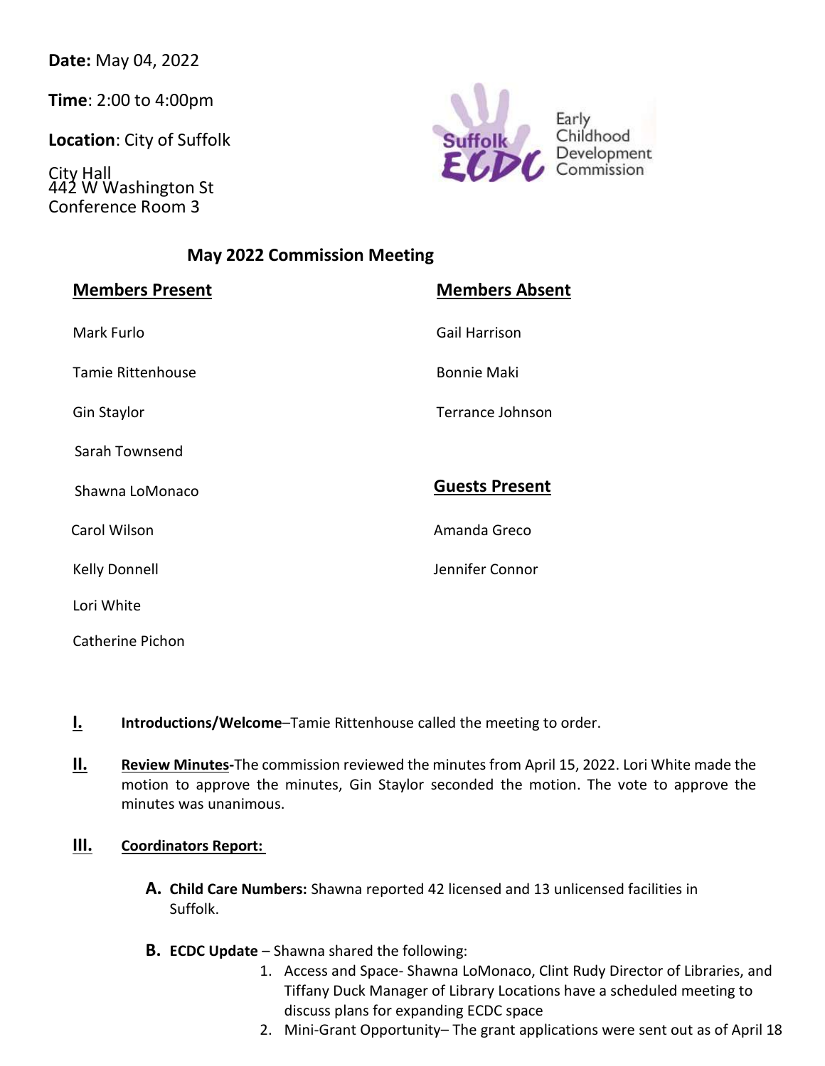**Date:** May 04, 2022

**Time**: 2:00 to 4:00pm

**Location**: City of Suffolk

City Hall
442 W Washington St
Conference Room 3

Suffolk ECDC Early Childhood Development Commission

## May 2022 Commission Meeting

**Members Present**

Mark Furlo

Tamie Rittenhouse

Gin Staylor

Sarah Townsend

Shawna LoMonaco

Carol Wilson

Kelly Donnell

Lori White

Catherine Pichon

**Members Absent**

Gail Harrison

Bonnie Maki

Terrance Johnson

**Guests Present**

Amanda Greco

Jennifer Connor

**I. Introductions/Welcome**–Tamie Rittenhouse called the meeting to order.

**II. Review Minutes-**The commission reviewed the minutes from April 15, 2022. Lori White made the motion to approve the minutes, Gin Staylor seconded the motion. The vote to approve the minutes was unanimous.

**III. Coordinators Report:**

**A. Child Care Numbers:** Shawna reported 42 licensed and 13 unlicensed facilities in Suffolk.

**B. ECDC Update** – Shawna shared the following:

1. Access and Space- Shawna LoMonaco, Clint Rudy Director of Libraries, and Tiffany Duck Manager of Library Locations have a scheduled meeting to discuss plans for expanding ECDC space
2. Mini-Grant Opportunity– The grant applications were sent out as of April 18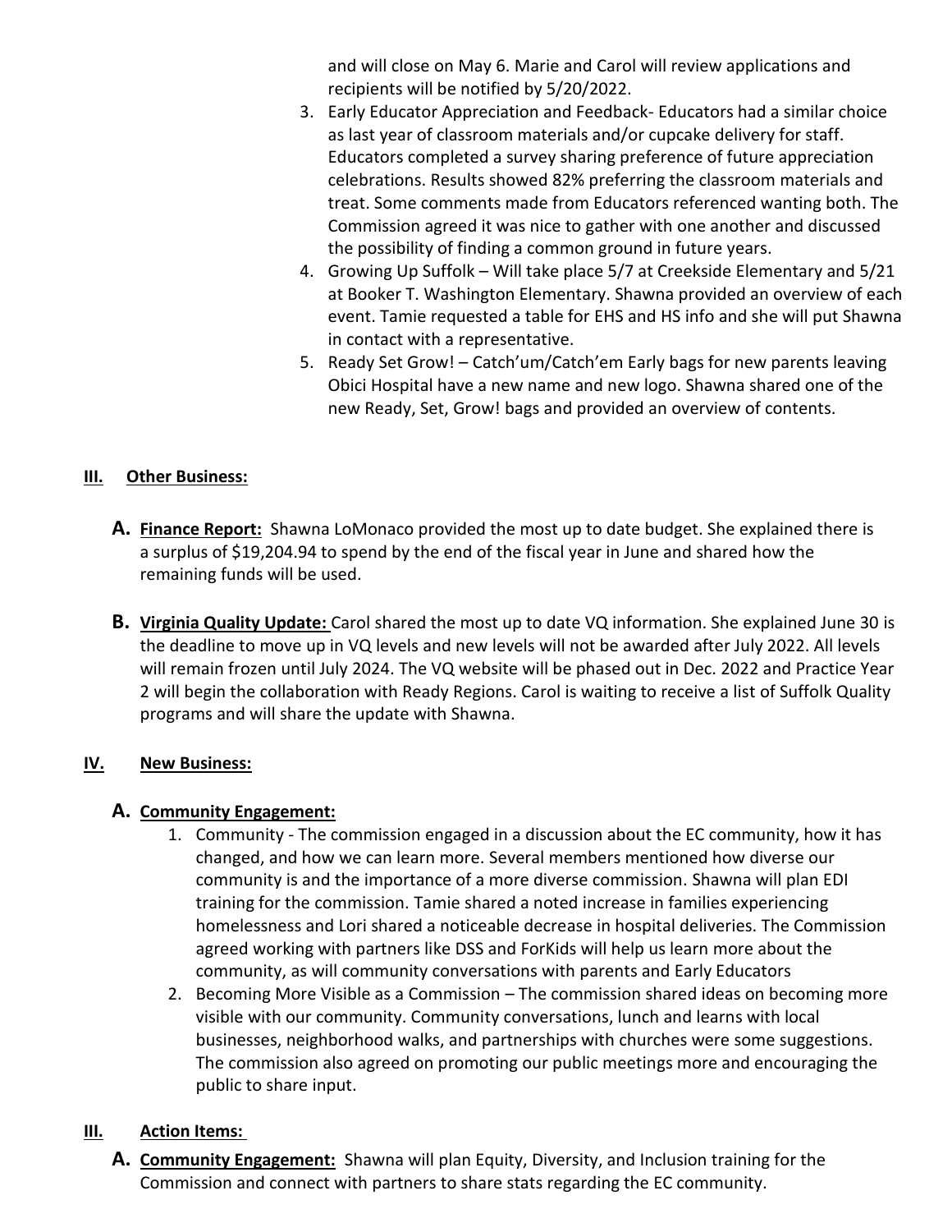and will close on May 6. Marie and Carol will review applications and recipients will be notified by 5/20/2022.

3. Early Educator Appreciation and Feedback- Educators had a similar choice as last year of classroom materials and/or cupcake delivery for staff. Educators completed a survey sharing preference of future appreciation celebrations. Results showed 82% preferring the classroom materials and treat. Some comments made from Educators referenced wanting both. The Commission agreed it was nice to gather with one another and discussed the possibility of finding a common ground in future years.
4. Growing Up Suffolk – Will take place 5/7 at Creekside Elementary and 5/21 at Booker T. Washington Elementary. Shawna provided an overview of each event. Tamie requested a table for EHS and HS info and she will put Shawna in contact with a representative.
5. Ready Set Grow! – Catch'um/Catch'em Early bags for new parents leaving Obici Hospital have a new name and new logo. Shawna shared one of the new Ready, Set, Grow! bags and provided an overview of contents.

## III. Other Business:

**A. Finance Report:** Shawna LoMonaco provided the most up to date budget. She explained there is a surplus of $19,204.94 to spend by the end of the fiscal year in June and shared how the remaining funds will be used.

**B. Virginia Quality Update:** Carol shared the most up to date VQ information. She explained June 30 is the deadline to move up in VQ levels and new levels will not be awarded after July 2022. All levels will remain frozen until July 2024. The VQ website will be phased out in Dec. 2022 and Practice Year 2 will begin the collaboration with Ready Regions. Carol is waiting to receive a list of Suffolk Quality programs and will share the update with Shawna.

## IV. New Business:

**A. Community Engagement:**

1. Community - The commission engaged in a discussion about the EC community, how it has changed, and how we can learn more. Several members mentioned how diverse our community is and the importance of a more diverse commission. Shawna will plan EDI training for the commission. Tamie shared a noted increase in families experiencing homelessness and Lori shared a noticeable decrease in hospital deliveries. The Commission agreed working with partners like DSS and ForKids will help us learn more about the community, as will community conversations with parents and Early Educators
2. Becoming More Visible as a Commission – The commission shared ideas on becoming more visible with our community. Community conversations, lunch and learns with local businesses, neighborhood walks, and partnerships with churches were some suggestions. The commission also agreed on promoting our public meetings more and encouraging the public to share input.

## III. Action Items:

**A. Community Engagement:** Shawna will plan Equity, Diversity, and Inclusion training for the Commission and connect with partners to share stats regarding the EC community.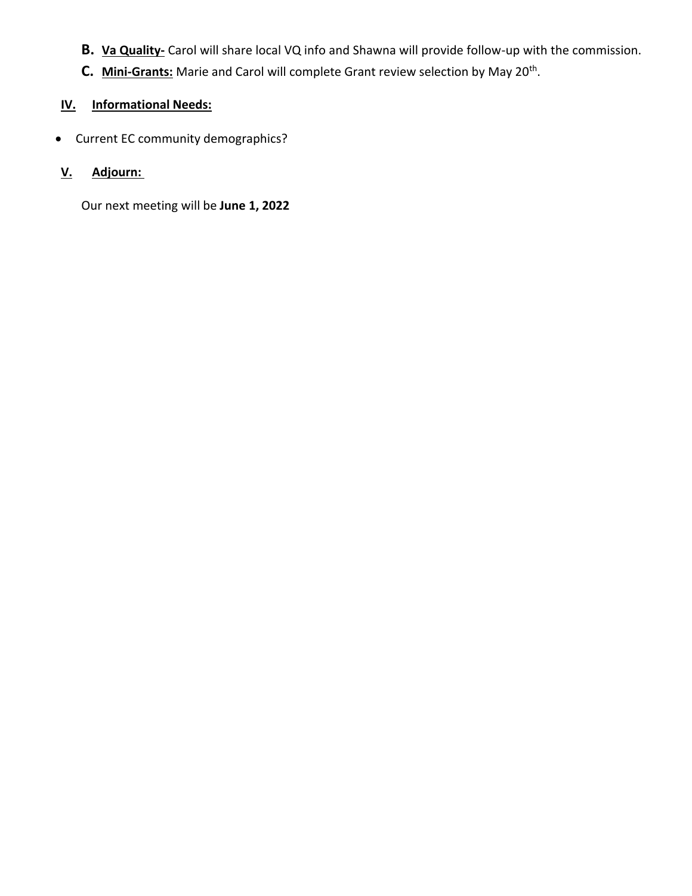**B.** **Va Quality-** Carol will share local VQ info and Shawna will provide follow-up with the commission.

**C.** **Mini-Grants:** Marie and Carol will complete Grant review selection by May 20th.

## IV. Informational Needs:

- Current EC community demographics?

## V. Adjourn:

Our next meeting will be **June 1, 2022**